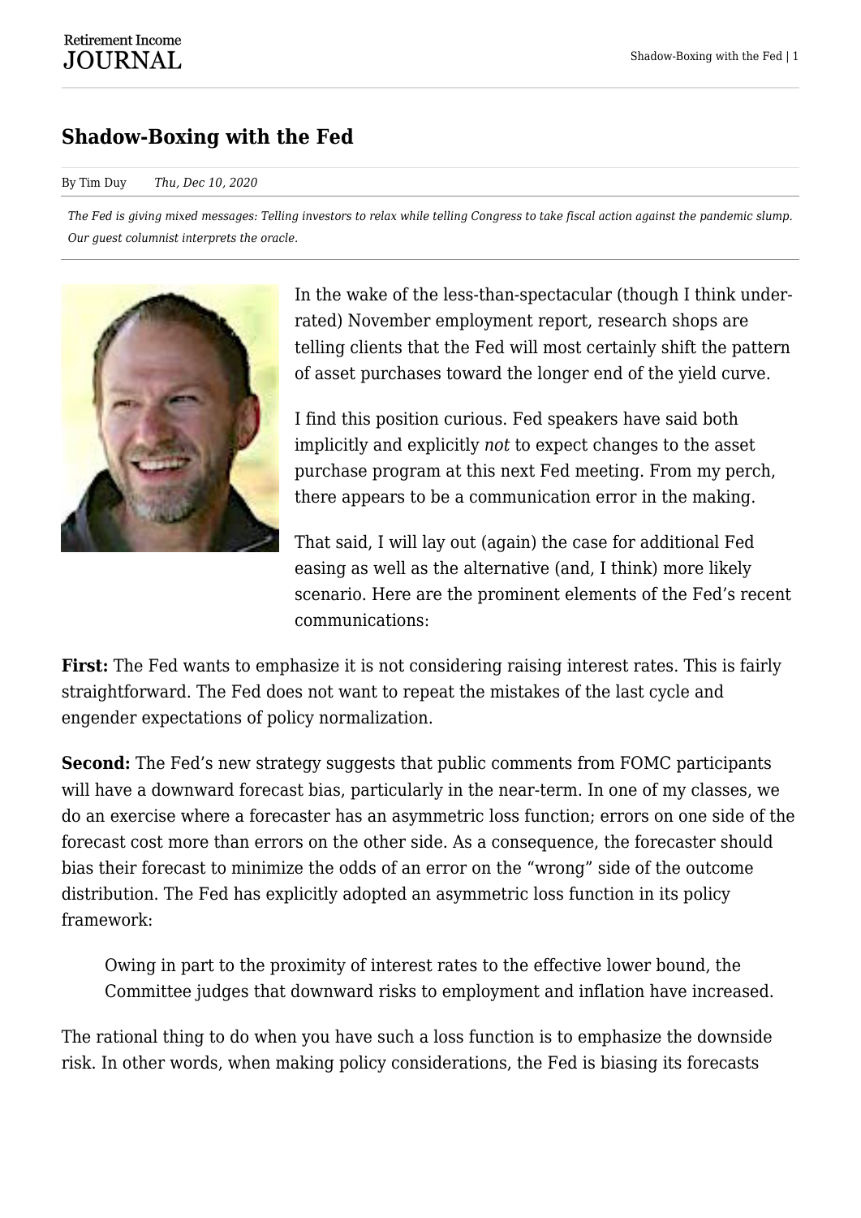# Shadow-Boxing with the Fed

By Tim Duy    *Thu, Dec 10, 2020*

*The Fed is giving mixed messages: Telling investors to relax while telling Congress to take fiscal action against the pandemic slump. Our guest columnist interprets the oracle.*

In the wake of the less-than-spectacular (though I think under-rated) November employment report, research shops are telling clients that the Fed will most certainly shift the pattern of asset purchases toward the longer end of the yield curve.

I find this position curious. Fed speakers have said both implicitly and explicitly *not* to expect changes to the asset purchase program at this next Fed meeting. From my perch, there appears to be a communication error in the making.

That said, I will lay out (again) the case for additional Fed easing as well as the alternative (and, I think) more likely scenario. Here are the prominent elements of the Fed's recent communications:

**First:** The Fed wants to emphasize it is not considering raising interest rates. This is fairly straightforward. The Fed does not want to repeat the mistakes of the last cycle and engender expectations of policy normalization.

**Second:** The Fed's new strategy suggests that public comments from FOMC participants will have a downward forecast bias, particularly in the near-term. In one of my classes, we do an exercise where a forecaster has an asymmetric loss function; errors on one side of the forecast cost more than errors on the other side. As a consequence, the forecaster should bias their forecast to minimize the odds of an error on the "wrong" side of the outcome distribution. The Fed has explicitly adopted an asymmetric loss function in its policy framework:

> Owing in part to the proximity of interest rates to the effective lower bound, the Committee judges that downward risks to employment and inflation have increased.

The rational thing to do when you have such a loss function is to emphasize the downside risk. In other words, when making policy considerations, the Fed is biasing its forecasts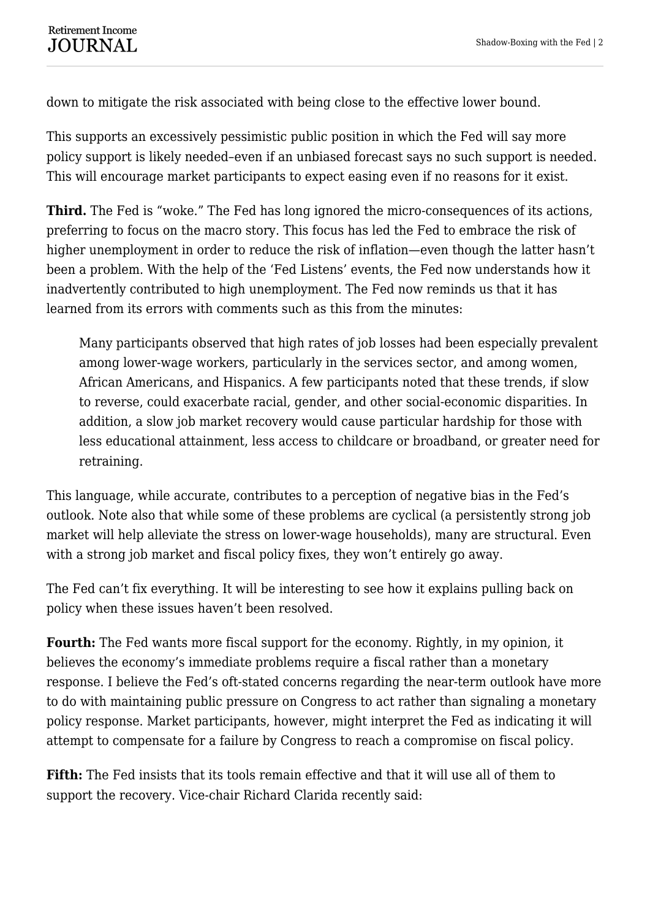down to mitigate the risk associated with being close to the effective lower bound.

This supports an excessively pessimistic public position in which the Fed will say more policy support is likely needed–even if an unbiased forecast says no such support is needed. This will encourage market participants to expect easing even if no reasons for it exist.

**Third.** The Fed is "woke." The Fed has long ignored the micro-consequences of its actions, preferring to focus on the macro story. This focus has led the Fed to embrace the risk of higher unemployment in order to reduce the risk of inflation—even though the latter hasn't been a problem. With the help of the 'Fed Listens' events, the Fed now understands how it inadvertently contributed to high unemployment. The Fed now reminds us that it has learned from its errors with comments such as this from the minutes:

> Many participants observed that high rates of job losses had been especially prevalent among lower-wage workers, particularly in the services sector, and among women, African Americans, and Hispanics. A few participants noted that these trends, if slow to reverse, could exacerbate racial, gender, and other social-economic disparities. In addition, a slow job market recovery would cause particular hardship for those with less educational attainment, less access to childcare or broadband, or greater need for retraining.

This language, while accurate, contributes to a perception of negative bias in the Fed's outlook. Note also that while some of these problems are cyclical (a persistently strong job market will help alleviate the stress on lower-wage households), many are structural. Even with a strong job market and fiscal policy fixes, they won't entirely go away.

The Fed can't fix everything. It will be interesting to see how it explains pulling back on policy when these issues haven't been resolved.

**Fourth:** The Fed wants more fiscal support for the economy. Rightly, in my opinion, it believes the economy's immediate problems require a fiscal rather than a monetary response. I believe the Fed's oft-stated concerns regarding the near-term outlook have more to do with maintaining public pressure on Congress to act rather than signaling a monetary policy response. Market participants, however, might interpret the Fed as indicating it will attempt to compensate for a failure by Congress to reach a compromise on fiscal policy.

**Fifth:** The Fed insists that its tools remain effective and that it will use all of them to support the recovery. Vice-chair Richard Clarida recently said: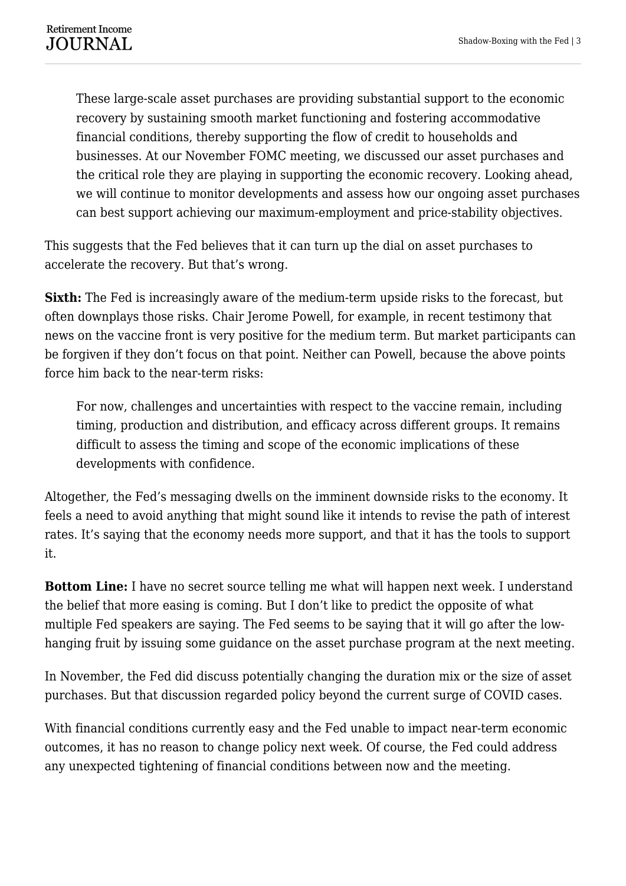> These large-scale asset purchases are providing substantial support to the economic recovery by sustaining smooth market functioning and fostering accommodative financial conditions, thereby supporting the flow of credit to households and businesses. At our November FOMC meeting, we discussed our asset purchases and the critical role they are playing in supporting the economic recovery. Looking ahead, we will continue to monitor developments and assess how our ongoing asset purchases can best support achieving our maximum-employment and price-stability objectives.

This suggests that the Fed believes that it can turn up the dial on asset purchases to accelerate the recovery. But that's wrong.

**Sixth:** The Fed is increasingly aware of the medium-term upside risks to the forecast, but often downplays those risks. Chair Jerome Powell, for example, in recent testimony that news on the vaccine front is very positive for the medium term. But market participants can be forgiven if they don't focus on that point. Neither can Powell, because the above points force him back to the near-term risks:

> For now, challenges and uncertainties with respect to the vaccine remain, including timing, production and distribution, and efficacy across different groups. It remains difficult to assess the timing and scope of the economic implications of these developments with confidence.

Altogether, the Fed's messaging dwells on the imminent downside risks to the economy. It feels a need to avoid anything that might sound like it intends to revise the path of interest rates. It's saying that the economy needs more support, and that it has the tools to support it.

**Bottom Line:** I have no secret source telling me what will happen next week. I understand the belief that more easing is coming. But I don't like to predict the opposite of what multiple Fed speakers are saying. The Fed seems to be saying that it will go after the low-hanging fruit by issuing some guidance on the asset purchase program at the next meeting.

In November, the Fed did discuss potentially changing the duration mix or the size of asset purchases. But that discussion regarded policy beyond the current surge of COVID cases.

With financial conditions currently easy and the Fed unable to impact near-term economic outcomes, it has no reason to change policy next week. Of course, the Fed could address any unexpected tightening of financial conditions between now and the meeting.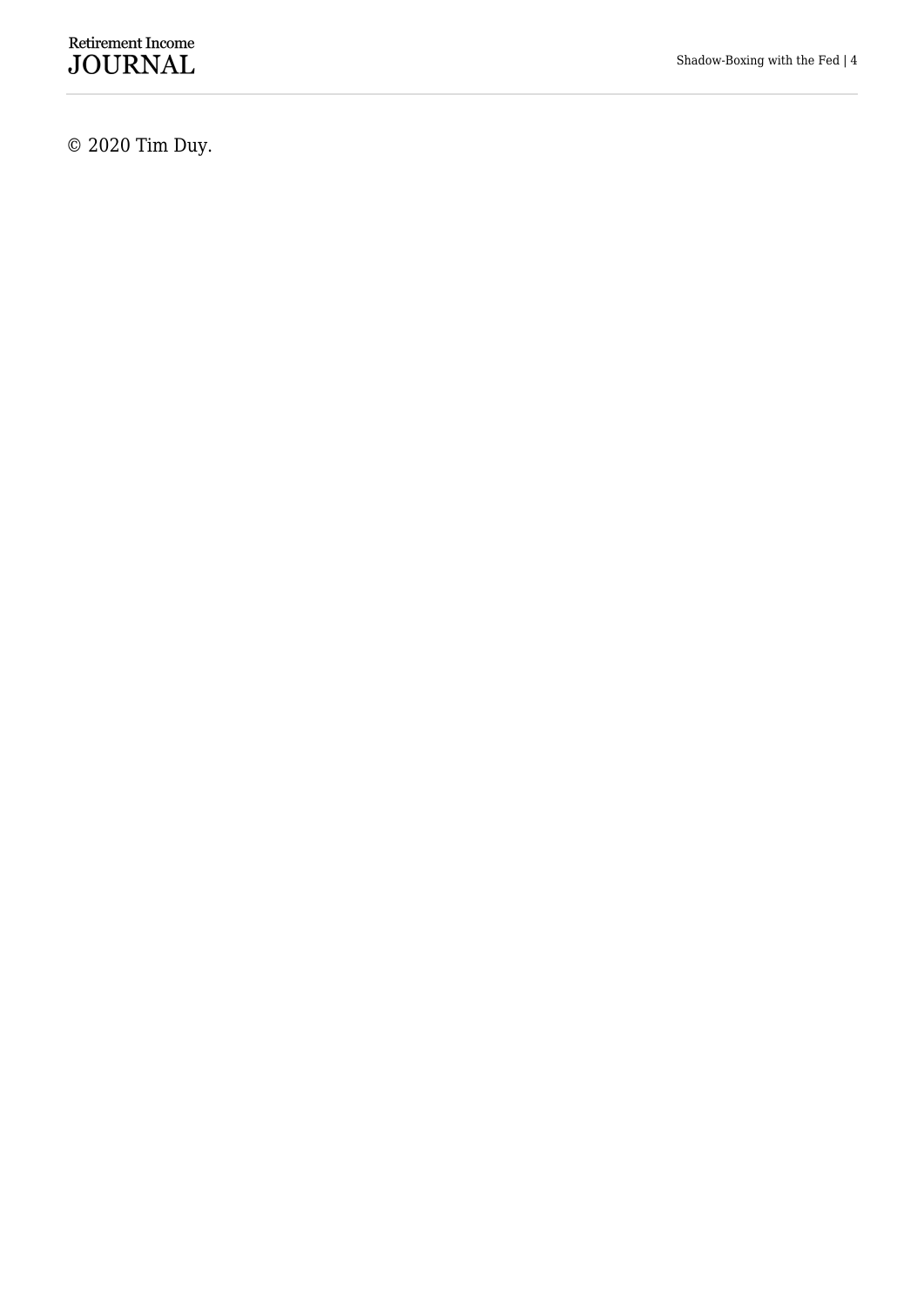© 2020 Tim Duy.